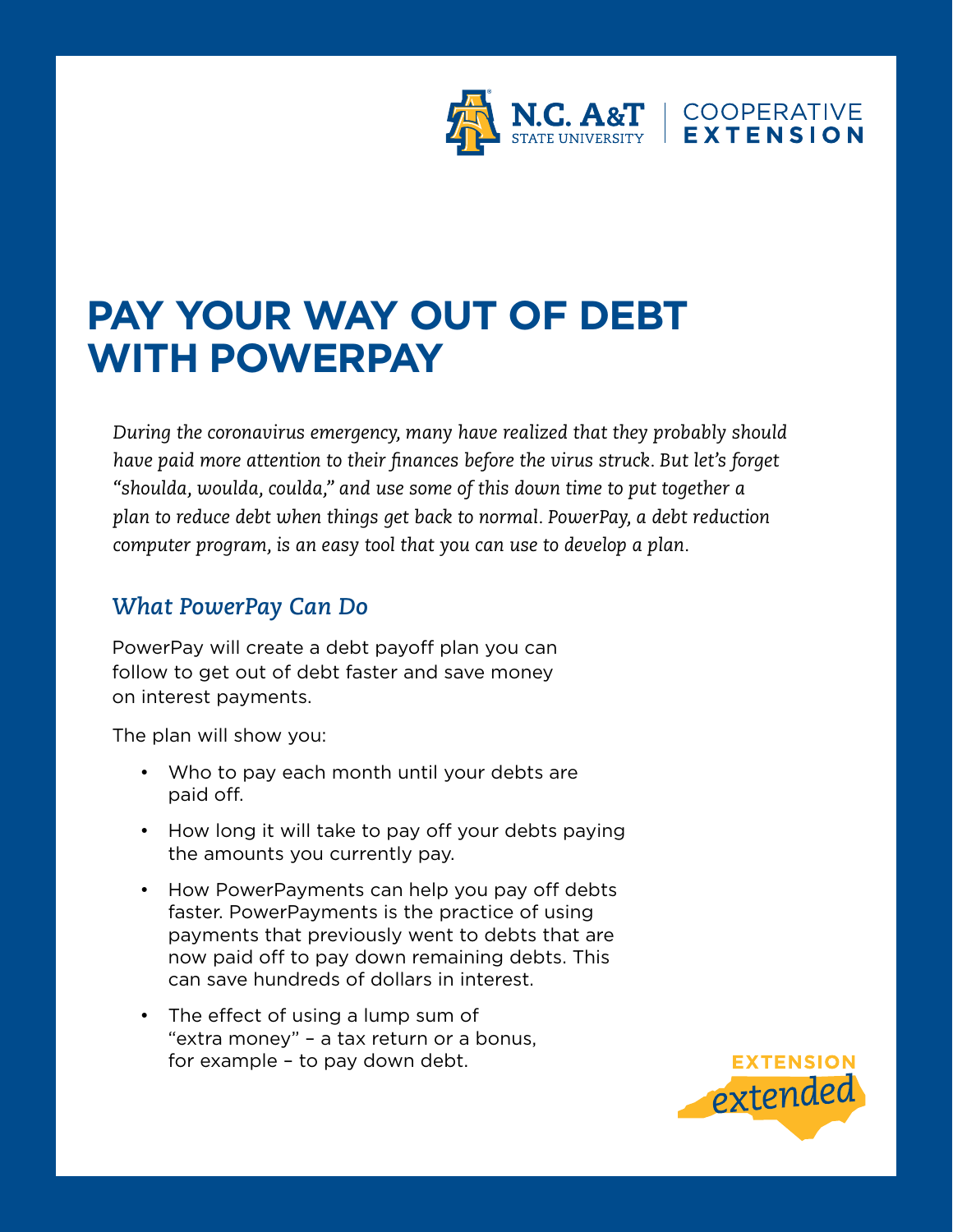# PAY YOUR WAY OUT OF DEBT WITH POWERPAY

*During the coronavirus emergency, many have realized that they probably should have paid more attention to their finances before the virus struck. But let's forget "shoulda, woulda, coulda," and use some of this down time to put together a plan to reduce debt when things get back to normal. PowerPay, a debt reduction computer program, is an easy tool that you can use to develop a plan.*

## *What PowerPay Can Do*

PowerPay will create a debt payoff plan you can follow to get out of debt faster and save money on interest payments.

The plan will show you:

- Who to pay each month until your debts are paid off.
- How long it will take to pay off your debts paying the amounts you currently pay.
- How PowerPayments can help you pay off debts faster. PowerPayments is the practice of using payments that previously went to debts that are now paid off to pay down remaining debts. This can save hundreds of dollars in interest.
- The effect of using a lump sum of "extra money" – a tax return or a bonus, for example – to pay down debt.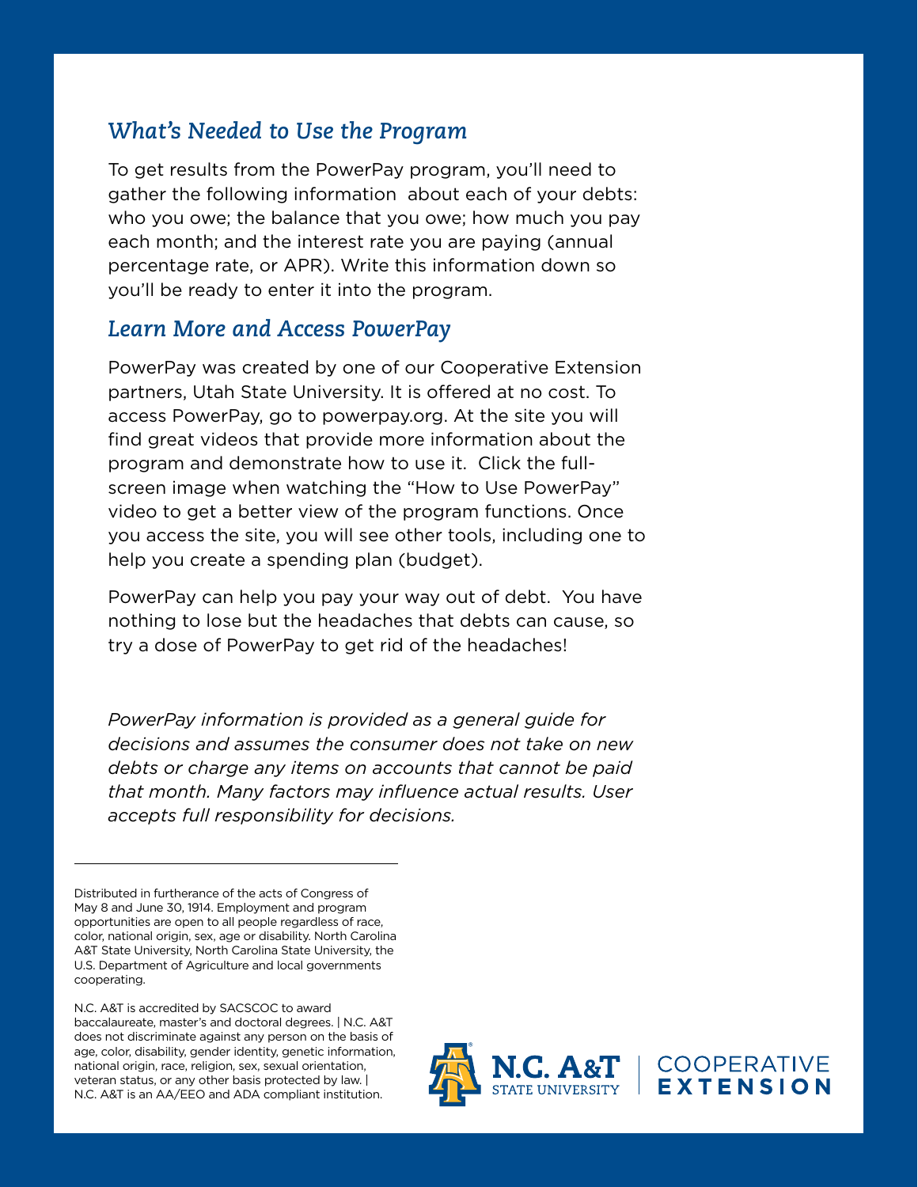## *What's Needed to Use the Program*

To get results from the PowerPay program, you'll need to gather the following information about each of your debts: who you owe; the balance that you owe; how much you pay each month; and the interest rate you are paying (annual percentage rate, or APR). Write this information down so you'll be ready to enter it into the program.

## *Learn More and Access PowerPay*

PowerPay was created by one of our Cooperative Extension partners, Utah State University. It is offered at no cost. To access PowerPay, go to powerpay.org. At the site you will find great videos that provide more information about the program and demonstrate how to use it. Click the full-screen image when watching the "How to Use PowerPay" video to get a better view of the program functions. Once you access the site, you will see other tools, including one to help you create a spending plan (budget).

PowerPay can help you pay your way out of debt. You have nothing to lose but the headaches that debts can cause, so try a dose of PowerPay to get rid of the headaches!

*PowerPay information is provided as a general guide for decisions and assumes the consumer does not take on new debts or charge any items on accounts that cannot be paid that month. Many factors may influence actual results. User accepts full responsibility for decisions.*

---

Distributed in furtherance of the acts of Congress of May 8 and June 30, 1914. Employment and program opportunities are open to all people regardless of race, color, national origin, sex, age or disability. North Carolina A&T State University, North Carolina State University, the U.S. Department of Agriculture and local governments cooperating.

N.C. A&T is accredited by SACSCOC to award baccalaureate, master's and doctoral degrees. | N.C. A&T does not discriminate against any person on the basis of age, color, disability, gender identity, genetic information, national origin, race, religion, sex, sexual orientation, veteran status, or any other basis protected by law. | N.C. A&T is an AA/EEO and ADA compliant institution.

N.C. A&T STATE UNIVERSITY | COOPERATIVE EXTENSION